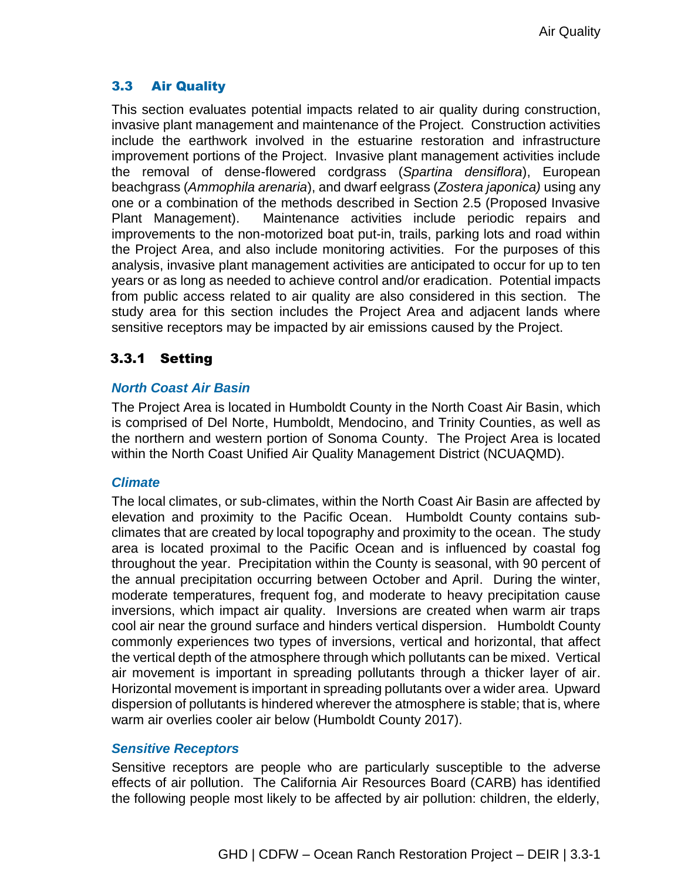## 3.3 Air Quality

This section evaluates potential impacts related to air quality during construction, invasive plant management and maintenance of the Project. Construction activities include the earthwork involved in the estuarine restoration and infrastructure improvement portions of the Project. Invasive plant management activities include the removal of dense-flowered cordgrass (*Spartina densiflora*), European beachgrass (*Ammophila arenaria*), and dwarf eelgrass (*Zostera japonica)* using any one or a combination of the methods described in Section 2.5 (Proposed Invasive Plant Management). Maintenance activities include periodic repairs and improvements to the non-motorized boat put-in, trails, parking lots and road within the Project Area, and also include monitoring activities. For the purposes of this analysis, invasive plant management activities are anticipated to occur for up to ten years or as long as needed to achieve control and/or eradication. Potential impacts from public access related to air quality are also considered in this section. The study area for this section includes the Project Area and adjacent lands where sensitive receptors may be impacted by air emissions caused by the Project.

### 3.3.1 Setting

#### *North Coast Air Basin*

The Project Area is located in Humboldt County in the North Coast Air Basin, which is comprised of Del Norte, Humboldt, Mendocino, and Trinity Counties, as well as the northern and western portion of Sonoma County. The Project Area is located within the North Coast Unified Air Quality Management District (NCUAQMD).

#### *Climate*

The local climates, or sub-climates, within the North Coast Air Basin are affected by elevation and proximity to the Pacific Ocean. Humboldt County contains sub-climates that are created by local topography and proximity to the ocean. The study area is located proximal to the Pacific Ocean and is influenced by coastal fog throughout the year. Precipitation within the County is seasonal, with 90 percent of the annual precipitation occurring between October and April. During the winter, moderate temperatures, frequent fog, and moderate to heavy precipitation cause inversions, which impact air quality. Inversions are created when warm air traps cool air near the ground surface and hinders vertical dispersion. Humboldt County commonly experiences two types of inversions, vertical and horizontal, that affect the vertical depth of the atmosphere through which pollutants can be mixed. Vertical air movement is important in spreading pollutants through a thicker layer of air. Horizontal movement is important in spreading pollutants over a wider area. Upward dispersion of pollutants is hindered wherever the atmosphere is stable; that is, where warm air overlies cooler air below (Humboldt County 2017).

#### *Sensitive Receptors*

Sensitive receptors are people who are particularly susceptible to the adverse effects of air pollution. The California Air Resources Board (CARB) has identified the following people most likely to be affected by air pollution: children, the elderly,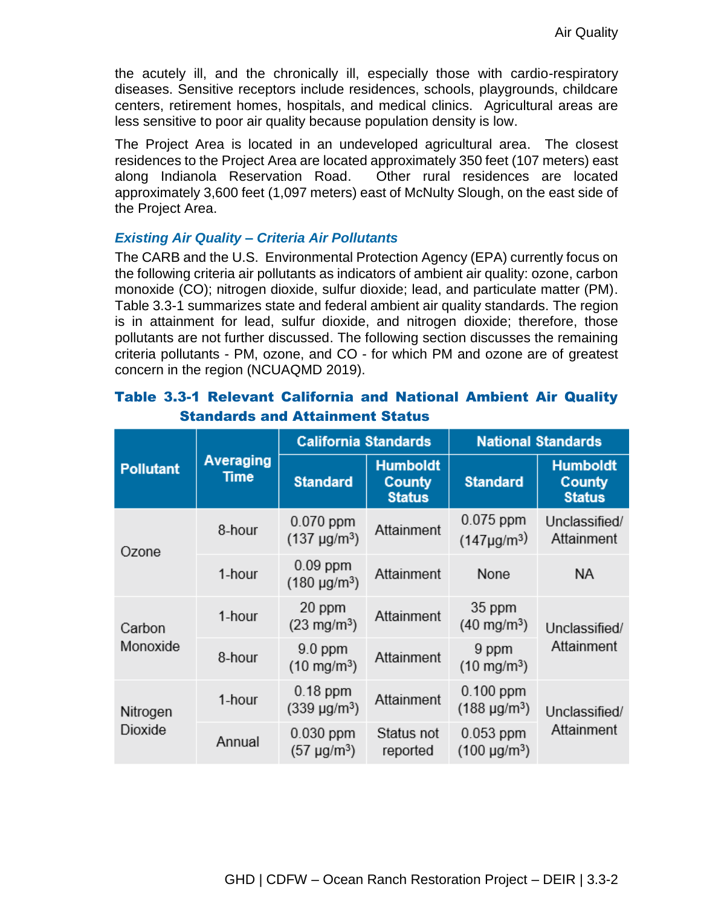the acutely ill, and the chronically ill, especially those with cardio-respiratory diseases. Sensitive receptors include residences, schools, playgrounds, childcare centers, retirement homes, hospitals, and medical clinics. Agricultural areas are less sensitive to poor air quality because population density is low.

The Project Area is located in an undeveloped agricultural area. The closest residences to the Project Area are located approximately 350 feet (107 meters) east along Indianola Reservation Road. Other rural residences are located approximately 3,600 feet (1,097 meters) east of McNulty Slough, on the east side of the Project Area.

### *Existing Air Quality – Criteria Air Pollutants*

The CARB and the U.S. Environmental Protection Agency (EPA) currently focus on the following criteria air pollutants as indicators of ambient air quality: ozone, carbon monoxide (CO); nitrogen dioxide, sulfur dioxide; lead, and particulate matter (PM). Table 3.3-1 summarizes state and federal ambient air quality standards. The region is in attainment for lead, sulfur dioxide, and nitrogen dioxide; therefore, those pollutants are not further discussed. The following section discusses the remaining criteria pollutants - PM, ozone, and CO - for which PM and ozone are of greatest concern in the region (NCUAQMD 2019).

**Table 3.3-1 Relevant California and National Ambient Air Quality Standards and Attainment Status**

| Pollutant | Averaging Time | California Standards | | National Standards | |
|---|---|---|---|---|---|
| | | Standard | Humboldt County Status | Standard | Humboldt County Status |
| Ozone | 8-hour | 0.070 ppm (137 µg/m³) | Attainment | 0.075 ppm (147µg/m³) | Unclassified/ Attainment |
| | 1-hour | 0.09 ppm (180 µg/m³) | Attainment | None | NA |
| Carbon Monoxide | 1-hour | 20 ppm (23 mg/m³) | Attainment | 35 ppm (40 mg/m³) | Unclassified/ Attainment |
| | 8-hour | 9.0 ppm (10 mg/m³) | Attainment | 9 ppm (10 mg/m³) | |
| Nitrogen Dioxide | 1-hour | 0.18 ppm (339 µg/m³) | Attainment | 0.100 ppm (188 µg/m³) | Unclassified/ Attainment |
| | Annual | 0.030 ppm (57 µg/m³) | Status not reported | 0.053 ppm (100 µg/m³) | |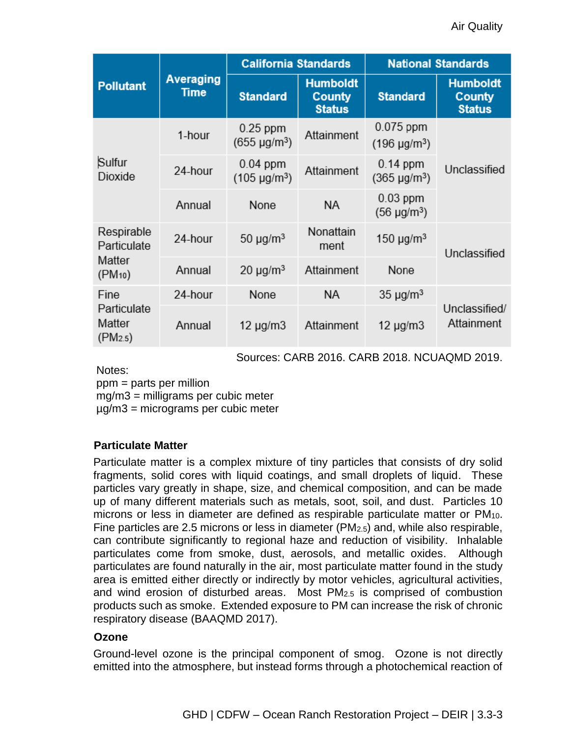| Pollutant | Averaging Time | California Standards | | National Standards | |
|---|---|---|---|---|---|
| | | Standard | Humboldt County Status | Standard | Humboldt County Status |
| Sulfur Dioxide | 1-hour | 0.25 ppm (655 µg/m³) | Attainment | 0.075 ppm (196 µg/m³) | Unclassified |
| | 24-hour | 0.04 ppm (105 µg/m³) | Attainment | 0.14 ppm (365 µg/m³) | |
| | Annual | None | NA | 0.03 ppm (56 µg/m³) | |
| Respirable Particulate Matter ($PM_{10}$) | 24-hour | 50 µg/m³ | Nonattainment | 150 µg/m³ | Unclassified |
| | Annual | 20 µg/m³ | Attainment | None | |
| Fine Particulate Matter ($PM_{2.5}$) | 24-hour | None | NA | 35 µg/m³ | Unclassified/ Attainment |
| | Annual | 12 µg/m3 | Attainment | 12 µg/m3 | |

Sources: CARB 2016. CARB 2018. NCUAQMD 2019.

Notes:
ppm = parts per million
mg/m3 = milligrams per cubic meter
µg/m3 = micrograms per cubic meter

#### Particulate Matter

Particulate matter is a complex mixture of tiny particles that consists of dry solid fragments, solid cores with liquid coatings, and small droplets of liquid. These particles vary greatly in shape, size, and chemical composition, and can be made up of many different materials such as metals, soot, soil, and dust. Particles 10 microns or less in diameter are defined as respirable particulate matter or $PM_{10}$. Fine particles are 2.5 microns or less in diameter ($PM_{2.5}$) and, while also respirable, can contribute significantly to regional haze and reduction of visibility. Inhalable particulates come from smoke, dust, aerosols, and metallic oxides. Although particulates are found naturally in the air, most particulate matter found in the study area is emitted either directly or indirectly by motor vehicles, agricultural activities, and wind erosion of disturbed areas. Most $PM_{2.5}$ is comprised of combustion products such as smoke. Extended exposure to PM can increase the risk of chronic respiratory disease (BAAQMD 2017).

#### Ozone

Ground-level ozone is the principal component of smog. Ozone is not directly emitted into the atmosphere, but instead forms through a photochemical reaction of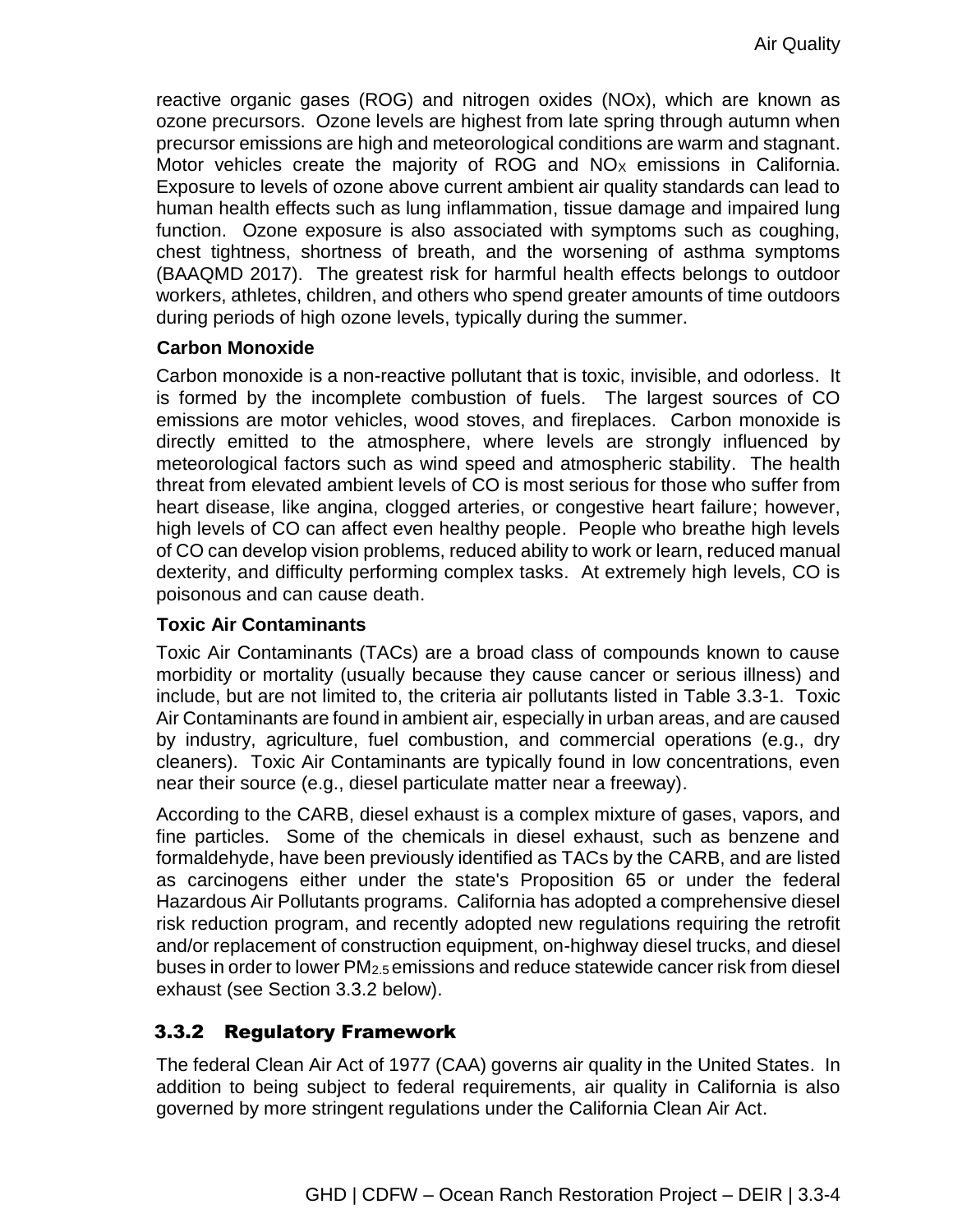reactive organic gases (ROG) and nitrogen oxides (NOx), which are known as ozone precursors. Ozone levels are highest from late spring through autumn when precursor emissions are high and meteorological conditions are warm and stagnant. Motor vehicles create the majority of ROG and $NO_X$ emissions in California. Exposure to levels of ozone above current ambient air quality standards can lead to human health effects such as lung inflammation, tissue damage and impaired lung function. Ozone exposure is also associated with symptoms such as coughing, chest tightness, shortness of breath, and the worsening of asthma symptoms (BAAQMD 2017). The greatest risk for harmful health effects belongs to outdoor workers, athletes, children, and others who spend greater amounts of time outdoors during periods of high ozone levels, typically during the summer.

**Carbon Monoxide**

Carbon monoxide is a non-reactive pollutant that is toxic, invisible, and odorless. It is formed by the incomplete combustion of fuels. The largest sources of CO emissions are motor vehicles, wood stoves, and fireplaces. Carbon monoxide is directly emitted to the atmosphere, where levels are strongly influenced by meteorological factors such as wind speed and atmospheric stability. The health threat from elevated ambient levels of CO is most serious for those who suffer from heart disease, like angina, clogged arteries, or congestive heart failure; however, high levels of CO can affect even healthy people. People who breathe high levels of CO can develop vision problems, reduced ability to work or learn, reduced manual dexterity, and difficulty performing complex tasks. At extremely high levels, CO is poisonous and can cause death.

**Toxic Air Contaminants**

Toxic Air Contaminants (TACs) are a broad class of compounds known to cause morbidity or mortality (usually because they cause cancer or serious illness) and include, but are not limited to, the criteria air pollutants listed in Table 3.3-1. Toxic Air Contaminants are found in ambient air, especially in urban areas, and are caused by industry, agriculture, fuel combustion, and commercial operations (e.g., dry cleaners). Toxic Air Contaminants are typically found in low concentrations, even near their source (e.g., diesel particulate matter near a freeway).

According to the CARB, diesel exhaust is a complex mixture of gases, vapors, and fine particles. Some of the chemicals in diesel exhaust, such as benzene and formaldehyde, have been previously identified as TACs by the CARB, and are listed as carcinogens either under the state's Proposition 65 or under the federal Hazardous Air Pollutants programs. California has adopted a comprehensive diesel risk reduction program, and recently adopted new regulations requiring the retrofit and/or replacement of construction equipment, on-highway diesel trucks, and diesel buses in order to lower $PM_{2.5}$ emissions and reduce statewide cancer risk from diesel exhaust (see Section 3.3.2 below).

## 3.3.2 Regulatory Framework

The federal Clean Air Act of 1977 (CAA) governs air quality in the United States. In addition to being subject to federal requirements, air quality in California is also governed by more stringent regulations under the California Clean Air Act.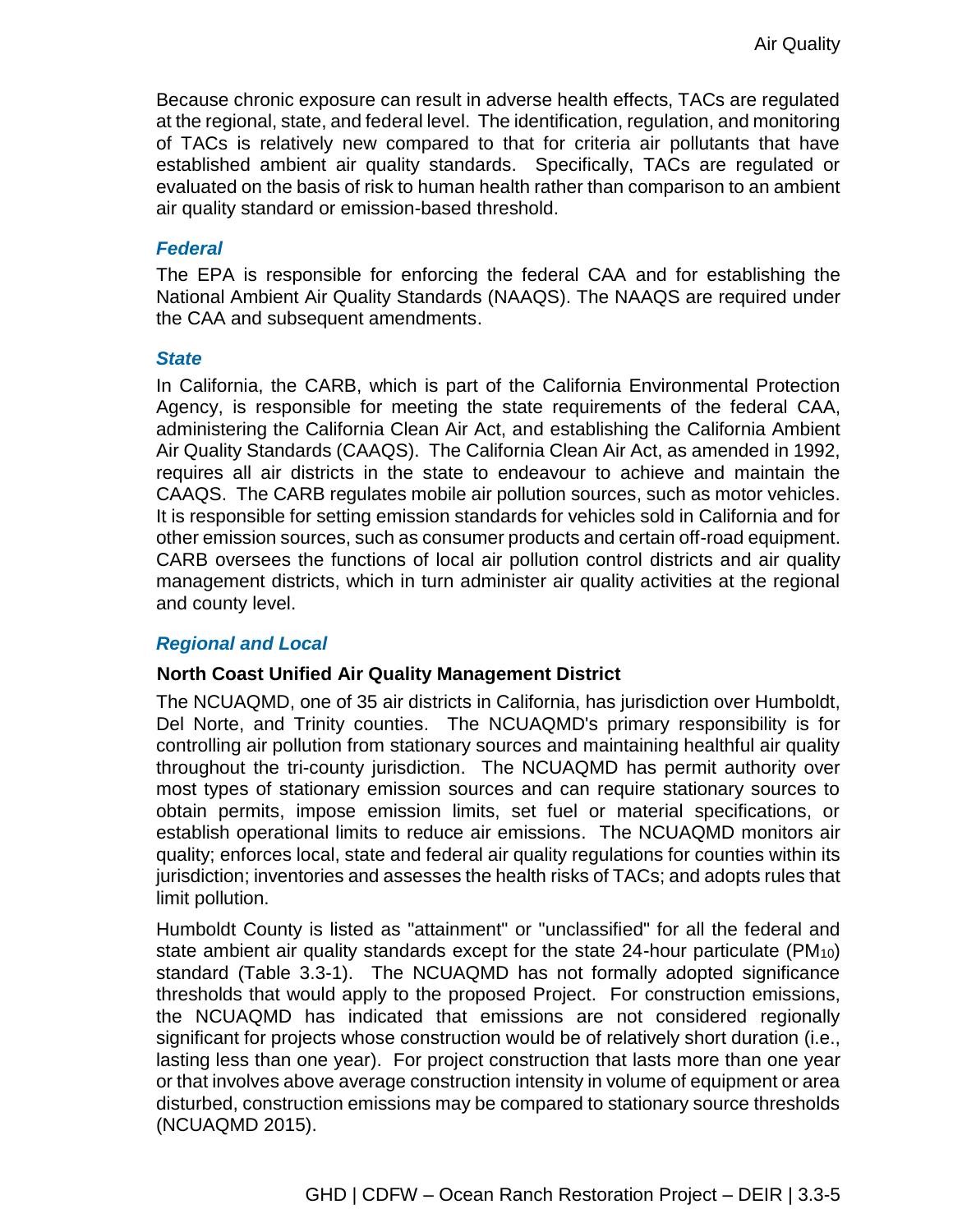Because chronic exposure can result in adverse health effects, TACs are regulated at the regional, state, and federal level. The identification, regulation, and monitoring of TACs is relatively new compared to that for criteria air pollutants that have established ambient air quality standards. Specifically, TACs are regulated or evaluated on the basis of risk to human health rather than comparison to an ambient air quality standard or emission-based threshold.

### *Federal*

The EPA is responsible for enforcing the federal CAA and for establishing the National Ambient Air Quality Standards (NAAQS). The NAAQS are required under the CAA and subsequent amendments.

### *State*

In California, the CARB, which is part of the California Environmental Protection Agency, is responsible for meeting the state requirements of the federal CAA, administering the California Clean Air Act, and establishing the California Ambient Air Quality Standards (CAAQS). The California Clean Air Act, as amended in 1992, requires all air districts in the state to endeavour to achieve and maintain the CAAQS. The CARB regulates mobile air pollution sources, such as motor vehicles. It is responsible for setting emission standards for vehicles sold in California and for other emission sources, such as consumer products and certain off-road equipment. CARB oversees the functions of local air pollution control districts and air quality management districts, which in turn administer air quality activities at the regional and county level.

### *Regional and Local*

#### North Coast Unified Air Quality Management District

The NCUAQMD, one of 35 air districts in California, has jurisdiction over Humboldt, Del Norte, and Trinity counties. The NCUAQMD's primary responsibility is for controlling air pollution from stationary sources and maintaining healthful air quality throughout the tri-county jurisdiction. The NCUAQMD has permit authority over most types of stationary emission sources and can require stationary sources to obtain permits, impose emission limits, set fuel or material specifications, or establish operational limits to reduce air emissions. The NCUAQMD monitors air quality; enforces local, state and federal air quality regulations for counties within its jurisdiction; inventories and assesses the health risks of TACs; and adopts rules that limit pollution.

Humboldt County is listed as "attainment" or "unclassified" for all the federal and state ambient air quality standards except for the state 24-hour particulate ($PM_{10}$) standard (Table 3.3-1). The NCUAQMD has not formally adopted significance thresholds that would apply to the proposed Project. For construction emissions, the NCUAQMD has indicated that emissions are not considered regionally significant for projects whose construction would be of relatively short duration (i.e., lasting less than one year). For project construction that lasts more than one year or that involves above average construction intensity in volume of equipment or area disturbed, construction emissions may be compared to stationary source thresholds (NCUAQMD 2015).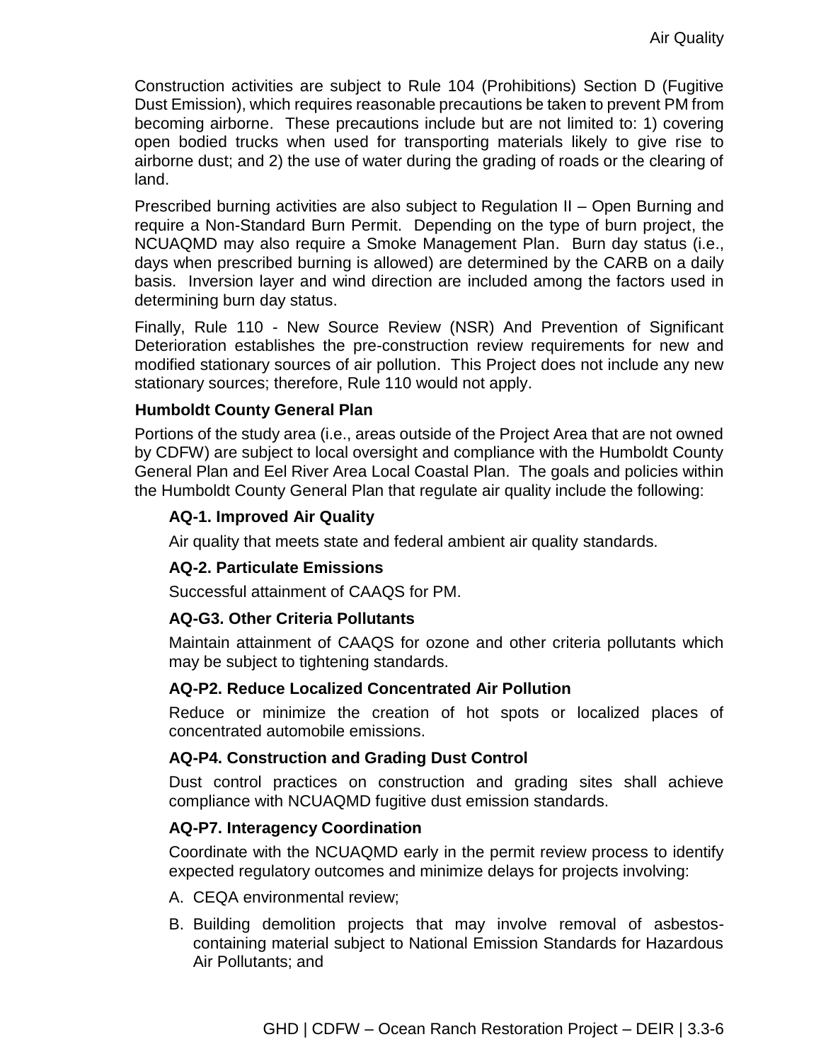Construction activities are subject to Rule 104 (Prohibitions) Section D (Fugitive Dust Emission), which requires reasonable precautions be taken to prevent PM from becoming airborne. These precautions include but are not limited to: 1) covering open bodied trucks when used for transporting materials likely to give rise to airborne dust; and 2) the use of water during the grading of roads or the clearing of land.

Prescribed burning activities are also subject to Regulation II – Open Burning and require a Non-Standard Burn Permit. Depending on the type of burn project, the NCUAQMD may also require a Smoke Management Plan. Burn day status (i.e., days when prescribed burning is allowed) are determined by the CARB on a daily basis. Inversion layer and wind direction are included among the factors used in determining burn day status.

Finally, Rule 110 - New Source Review (NSR) And Prevention of Significant Deterioration establishes the pre-construction review requirements for new and modified stationary sources of air pollution. This Project does not include any new stationary sources; therefore, Rule 110 would not apply.

**Humboldt County General Plan**

Portions of the study area (i.e., areas outside of the Project Area that are not owned by CDFW) are subject to local oversight and compliance with the Humboldt County General Plan and Eel River Area Local Coastal Plan. The goals and policies within the Humboldt County General Plan that regulate air quality include the following:

**AQ-1. Improved Air Quality**

Air quality that meets state and federal ambient air quality standards.

**AQ-2. Particulate Emissions**

Successful attainment of CAAQS for PM.

**AQ-G3. Other Criteria Pollutants**

Maintain attainment of CAAQS for ozone and other criteria pollutants which may be subject to tightening standards.

**AQ-P2. Reduce Localized Concentrated Air Pollution**

Reduce or minimize the creation of hot spots or localized places of concentrated automobile emissions.

**AQ-P4. Construction and Grading Dust Control**

Dust control practices on construction and grading sites shall achieve compliance with NCUAQMD fugitive dust emission standards.

**AQ-P7. Interagency Coordination**

Coordinate with the NCUAQMD early in the permit review process to identify expected regulatory outcomes and minimize delays for projects involving:

A. CEQA environmental review;
B. Building demolition projects that may involve removal of asbestos-containing material subject to National Emission Standards for Hazardous Air Pollutants; and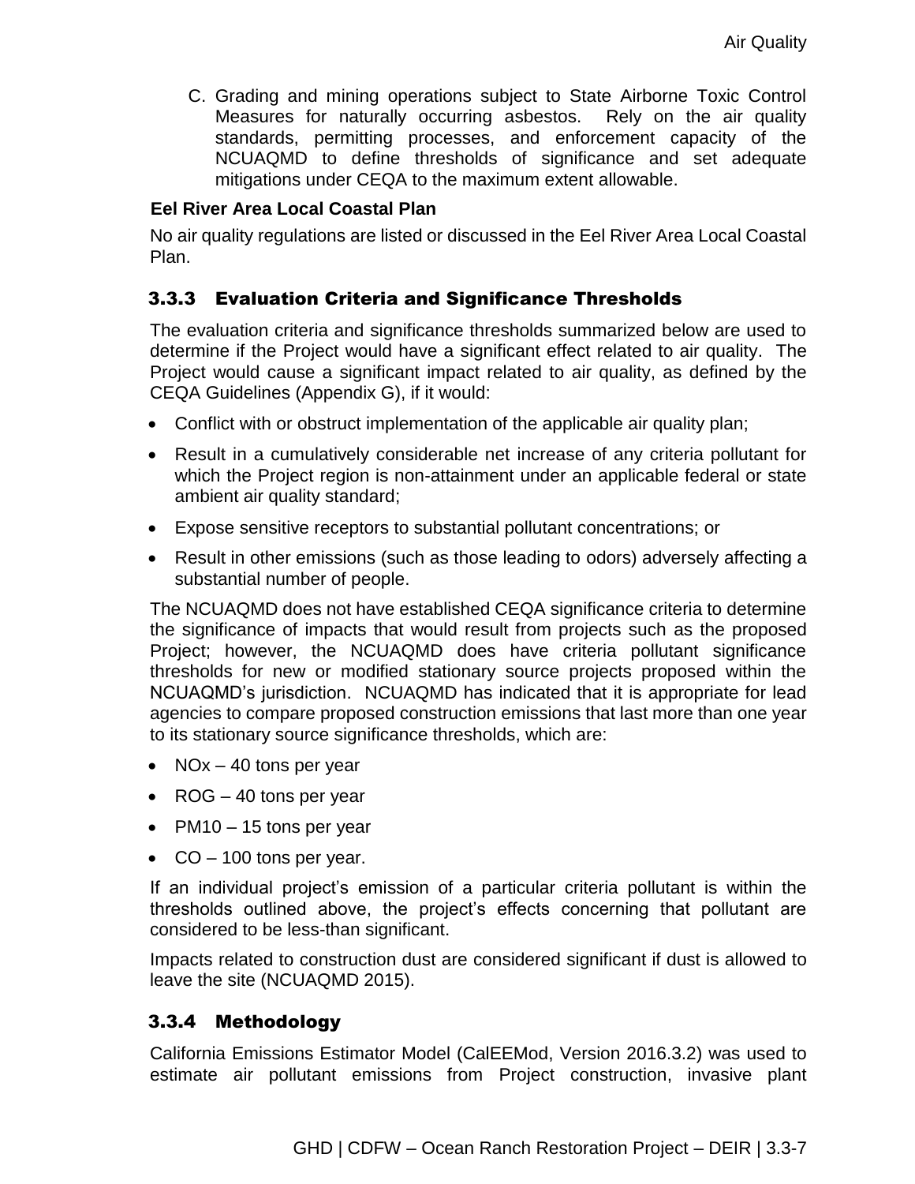C. Grading and mining operations subject to State Airborne Toxic Control Measures for naturally occurring asbestos. Rely on the air quality standards, permitting processes, and enforcement capacity of the NCUAQMD to define thresholds of significance and set adequate mitigations under CEQA to the maximum extent allowable.

**Eel River Area Local Coastal Plan**

No air quality regulations are listed or discussed in the Eel River Area Local Coastal Plan.

### 3.3.3 Evaluation Criteria and Significance Thresholds

The evaluation criteria and significance thresholds summarized below are used to determine if the Project would have a significant effect related to air quality. The Project would cause a significant impact related to air quality, as defined by the CEQA Guidelines (Appendix G), if it would:

- Conflict with or obstruct implementation of the applicable air quality plan;
- Result in a cumulatively considerable net increase of any criteria pollutant for which the Project region is non-attainment under an applicable federal or state ambient air quality standard;
- Expose sensitive receptors to substantial pollutant concentrations; or
- Result in other emissions (such as those leading to odors) adversely affecting a substantial number of people.

The NCUAQMD does not have established CEQA significance criteria to determine the significance of impacts that would result from projects such as the proposed Project; however, the NCUAQMD does have criteria pollutant significance thresholds for new or modified stationary source projects proposed within the NCUAQMD's jurisdiction. NCUAQMD has indicated that it is appropriate for lead agencies to compare proposed construction emissions that last more than one year to its stationary source significance thresholds, which are:

- NOx – 40 tons per year
- ROG – 40 tons per year
- PM10 – 15 tons per year
- CO – 100 tons per year.

If an individual project's emission of a particular criteria pollutant is within the thresholds outlined above, the project's effects concerning that pollutant are considered to be less-than significant.

Impacts related to construction dust are considered significant if dust is allowed to leave the site (NCUAQMD 2015).

### 3.3.4 Methodology

California Emissions Estimator Model (CalEEMod, Version 2016.3.2) was used to estimate air pollutant emissions from Project construction, invasive plant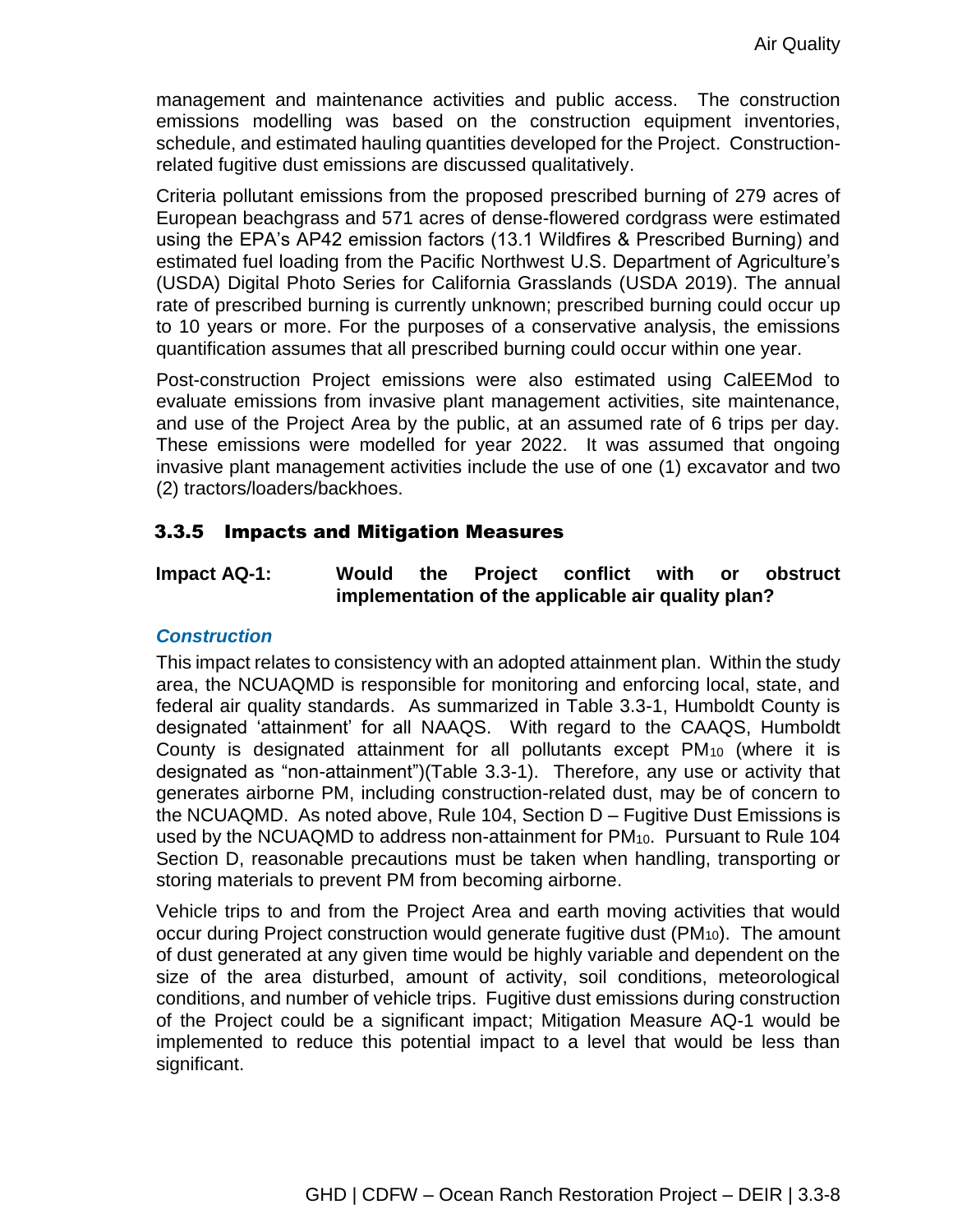management and maintenance activities and public access. The construction emissions modelling was based on the construction equipment inventories, schedule, and estimated hauling quantities developed for the Project. Construction-related fugitive dust emissions are discussed qualitatively.

Criteria pollutant emissions from the proposed prescribed burning of 279 acres of European beachgrass and 571 acres of dense-flowered cordgrass were estimated using the EPA's AP42 emission factors (13.1 Wildfires & Prescribed Burning) and estimated fuel loading from the Pacific Northwest U.S. Department of Agriculture's (USDA) Digital Photo Series for California Grasslands (USDA 2019). The annual rate of prescribed burning is currently unknown; prescribed burning could occur up to 10 years or more. For the purposes of a conservative analysis, the emissions quantification assumes that all prescribed burning could occur within one year.

Post-construction Project emissions were also estimated using CalEEMod to evaluate emissions from invasive plant management activities, site maintenance, and use of the Project Area by the public, at an assumed rate of 6 trips per day. These emissions were modelled for year 2022. It was assumed that ongoing invasive plant management activities include the use of one (1) excavator and two (2) tractors/loaders/backhoes.

### 3.3.5 Impacts and Mitigation Measures

**Impact AQ-1: Would the Project conflict with or obstruct implementation of the applicable air quality plan?**

#### *Construction*

This impact relates to consistency with an adopted attainment plan. Within the study area, the NCUAQMD is responsible for monitoring and enforcing local, state, and federal air quality standards. As summarized in Table 3.3-1, Humboldt County is designated 'attainment' for all NAAQS. With regard to the CAAQS, Humboldt County is designated attainment for all pollutants except $PM_{10}$ (where it is designated as "non-attainment")(Table 3.3-1). Therefore, any use or activity that generates airborne PM, including construction-related dust, may be of concern to the NCUAQMD. As noted above, Rule 104, Section D – Fugitive Dust Emissions is used by the NCUAQMD to address non-attainment for $PM_{10}$. Pursuant to Rule 104 Section D, reasonable precautions must be taken when handling, transporting or storing materials to prevent PM from becoming airborne.

Vehicle trips to and from the Project Area and earth moving activities that would occur during Project construction would generate fugitive dust ($PM_{10}$). The amount of dust generated at any given time would be highly variable and dependent on the size of the area disturbed, amount of activity, soil conditions, meteorological conditions, and number of vehicle trips. Fugitive dust emissions during construction of the Project could be a significant impact; Mitigation Measure AQ-1 would be implemented to reduce this potential impact to a level that would be less than significant.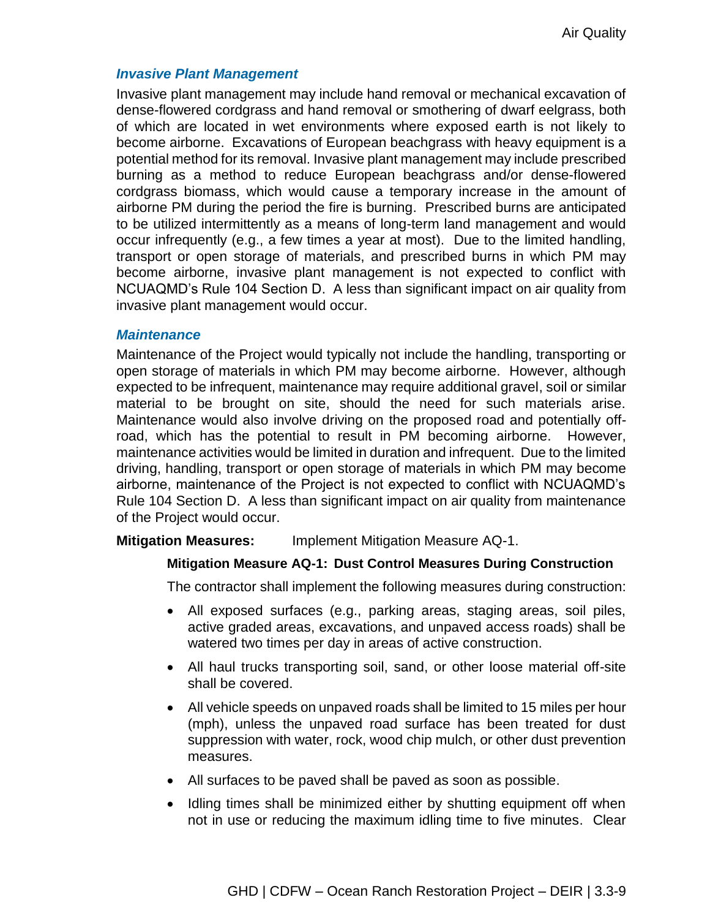### *Invasive Plant Management*

Invasive plant management may include hand removal or mechanical excavation of dense-flowered cordgrass and hand removal or smothering of dwarf eelgrass, both of which are located in wet environments where exposed earth is not likely to become airborne. Excavations of European beachgrass with heavy equipment is a potential method for its removal. Invasive plant management may include prescribed burning as a method to reduce European beachgrass and/or dense-flowered cordgrass biomass, which would cause a temporary increase in the amount of airborne PM during the period the fire is burning. Prescribed burns are anticipated to be utilized intermittently as a means of long-term land management and would occur infrequently (e.g., a few times a year at most). Due to the limited handling, transport or open storage of materials, and prescribed burns in which PM may become airborne, invasive plant management is not expected to conflict with NCUAQMD's Rule 104 Section D. A less than significant impact on air quality from invasive plant management would occur.

### *Maintenance*

Maintenance of the Project would typically not include the handling, transporting or open storage of materials in which PM may become airborne. However, although expected to be infrequent, maintenance may require additional gravel, soil or similar material to be brought on site, should the need for such materials arise. Maintenance would also involve driving on the proposed road and potentially off-road, which has the potential to result in PM becoming airborne. However, maintenance activities would be limited in duration and infrequent. Due to the limited driving, handling, transport or open storage of materials in which PM may become airborne, maintenance of the Project is not expected to conflict with NCUAQMD's Rule 104 Section D. A less than significant impact on air quality from maintenance of the Project would occur.

**Mitigation Measures:** Implement Mitigation Measure AQ-1.

**Mitigation Measure AQ-1: Dust Control Measures During Construction**

The contractor shall implement the following measures during construction:

- All exposed surfaces (e.g., parking areas, staging areas, soil piles, active graded areas, excavations, and unpaved access roads) shall be watered two times per day in areas of active construction.
- All haul trucks transporting soil, sand, or other loose material off-site shall be covered.
- All vehicle speeds on unpaved roads shall be limited to 15 miles per hour (mph), unless the unpaved road surface has been treated for dust suppression with water, rock, wood chip mulch, or other dust prevention measures.
- All surfaces to be paved shall be paved as soon as possible.
- Idling times shall be minimized either by shutting equipment off when not in use or reducing the maximum idling time to five minutes. Clear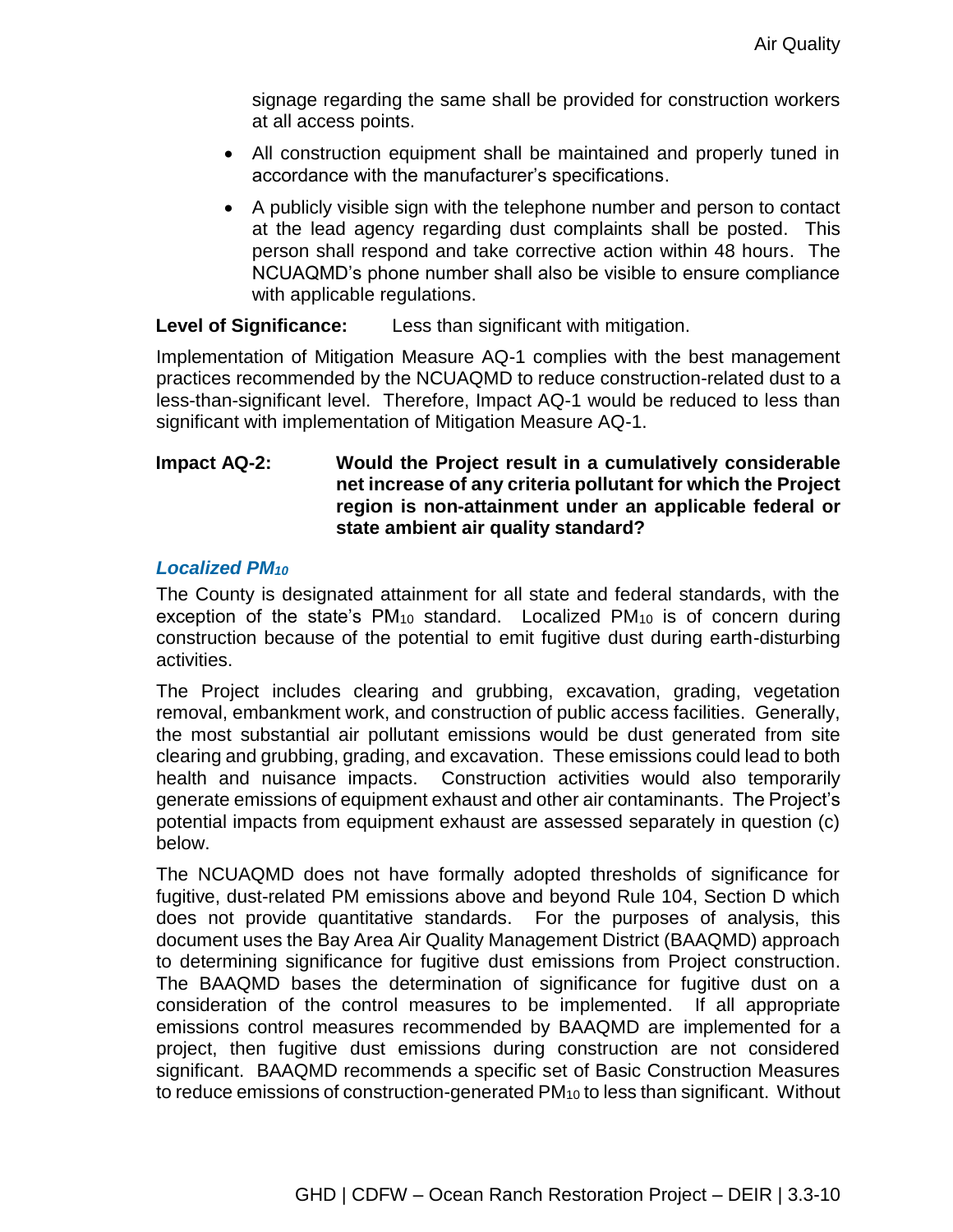signage regarding the same shall be provided for construction workers at all access points.

- All construction equipment shall be maintained and properly tuned in accordance with the manufacturer's specifications.
- A publicly visible sign with the telephone number and person to contact at the lead agency regarding dust complaints shall be posted. This person shall respond and take corrective action within 48 hours. The NCUAQMD's phone number shall also be visible to ensure compliance with applicable regulations.

**Level of Significance:** Less than significant with mitigation.

Implementation of Mitigation Measure AQ-1 complies with the best management practices recommended by the NCUAQMD to reduce construction-related dust to a less-than-significant level. Therefore, Impact AQ-1 would be reduced to less than significant with implementation of Mitigation Measure AQ-1.

**Impact AQ-2: Would the Project result in a cumulatively considerable net increase of any criteria pollutant for which the Project region is non-attainment under an applicable federal or state ambient air quality standard?**

### *Localized $PM_{10}$*

The County is designated attainment for all state and federal standards, with the exception of the state's $PM_{10}$ standard. Localized $PM_{10}$ is of concern during construction because of the potential to emit fugitive dust during earth-disturbing activities.

The Project includes clearing and grubbing, excavation, grading, vegetation removal, embankment work, and construction of public access facilities. Generally, the most substantial air pollutant emissions would be dust generated from site clearing and grubbing, grading, and excavation. These emissions could lead to both health and nuisance impacts. Construction activities would also temporarily generate emissions of equipment exhaust and other air contaminants. The Project's potential impacts from equipment exhaust are assessed separately in question (c) below.

The NCUAQMD does not have formally adopted thresholds of significance for fugitive, dust-related PM emissions above and beyond Rule 104, Section D which does not provide quantitative standards. For the purposes of analysis, this document uses the Bay Area Air Quality Management District (BAAQMD) approach to determining significance for fugitive dust emissions from Project construction. The BAAQMD bases the determination of significance for fugitive dust on a consideration of the control measures to be implemented. If all appropriate emissions control measures recommended by BAAQMD are implemented for a project, then fugitive dust emissions during construction are not considered significant. BAAQMD recommends a specific set of Basic Construction Measures to reduce emissions of construction-generated $PM_{10}$ to less than significant. Without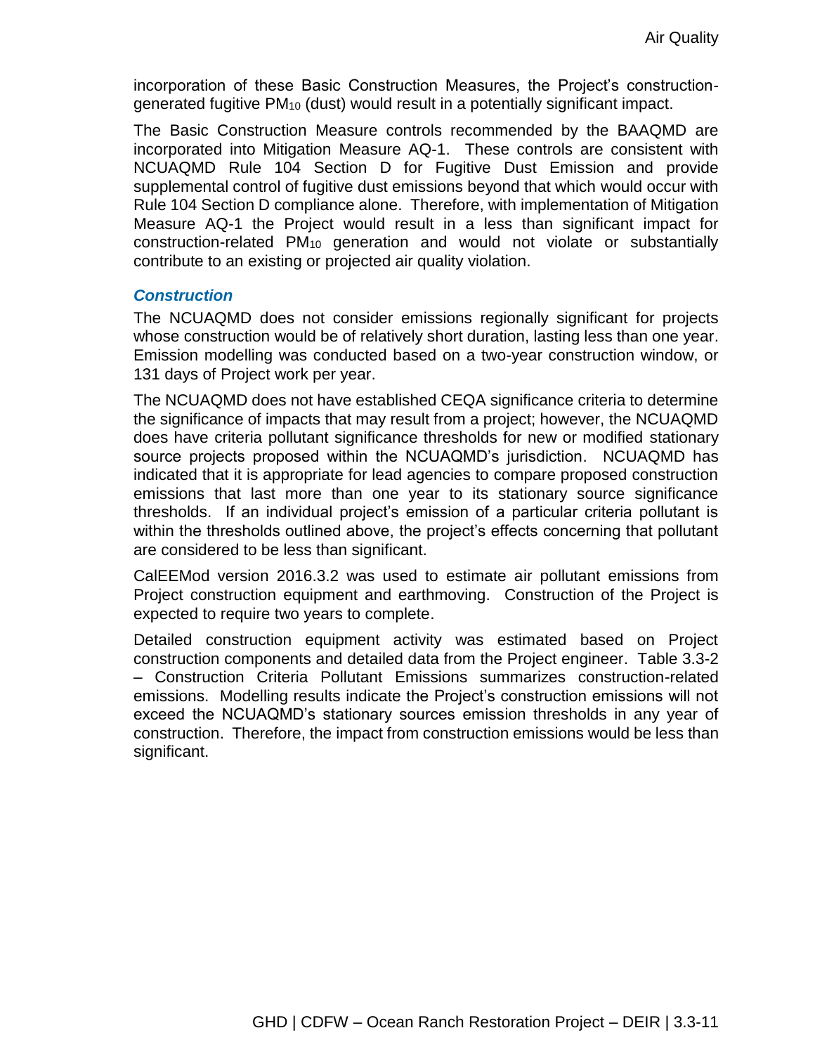incorporation of these Basic Construction Measures, the Project's construction-generated fugitive $PM_{10}$ (dust) would result in a potentially significant impact.

The Basic Construction Measure controls recommended by the BAAQMD are incorporated into Mitigation Measure AQ-1. These controls are consistent with NCUAQMD Rule 104 Section D for Fugitive Dust Emission and provide supplemental control of fugitive dust emissions beyond that which would occur with Rule 104 Section D compliance alone. Therefore, with implementation of Mitigation Measure AQ-1 the Project would result in a less than significant impact for construction-related $PM_{10}$ generation and would not violate or substantially contribute to an existing or projected air quality violation.

### *Construction*

The NCUAQMD does not consider emissions regionally significant for projects whose construction would be of relatively short duration, lasting less than one year. Emission modelling was conducted based on a two-year construction window, or 131 days of Project work per year.

The NCUAQMD does not have established CEQA significance criteria to determine the significance of impacts that may result from a project; however, the NCUAQMD does have criteria pollutant significance thresholds for new or modified stationary source projects proposed within the NCUAQMD's jurisdiction. NCUAQMD has indicated that it is appropriate for lead agencies to compare proposed construction emissions that last more than one year to its stationary source significance thresholds. If an individual project's emission of a particular criteria pollutant is within the thresholds outlined above, the project's effects concerning that pollutant are considered to be less than significant.

CalEEMod version 2016.3.2 was used to estimate air pollutant emissions from Project construction equipment and earthmoving. Construction of the Project is expected to require two years to complete.

Detailed construction equipment activity was estimated based on Project construction components and detailed data from the Project engineer. Table 3.3-2 – Construction Criteria Pollutant Emissions summarizes construction-related emissions. Modelling results indicate the Project's construction emissions will not exceed the NCUAQMD's stationary sources emission thresholds in any year of construction. Therefore, the impact from construction emissions would be less than significant.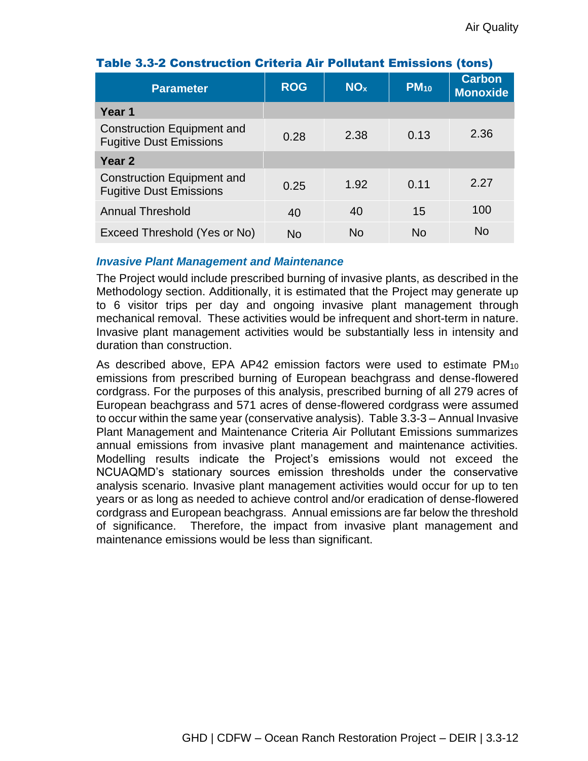**Table 3.3-2 Construction Criteria Air Pollutant Emissions (tons)**

| Parameter | ROG | $NO_x$ | $PM_{10}$ | Carbon Monoxide |
|---|---|---|---|---|
| **Year 1** | | | | |
| Construction Equipment and Fugitive Dust Emissions | 0.28 | 2.38 | 0.13 | 2.36 |
| **Year 2** | | | | |
| Construction Equipment and Fugitive Dust Emissions | 0.25 | 1.92 | 0.11 | 2.27 |
| Annual Threshold | 40 | 40 | 15 | 100 |
| Exceed Threshold (Yes or No) | No | No | No | No |

### *Invasive Plant Management and Maintenance*

The Project would include prescribed burning of invasive plants, as described in the Methodology section. Additionally, it is estimated that the Project may generate up to 6 visitor trips per day and ongoing invasive plant management through mechanical removal. These activities would be infrequent and short-term in nature. Invasive plant management activities would be substantially less in intensity and duration than construction.

As described above, EPA AP42 emission factors were used to estimate $PM_{10}$ emissions from prescribed burning of European beachgrass and dense-flowered cordgrass. For the purposes of this analysis, prescribed burning of all 279 acres of European beachgrass and 571 acres of dense-flowered cordgrass were assumed to occur within the same year (conservative analysis). Table 3.3-3 – Annual Invasive Plant Management and Maintenance Criteria Air Pollutant Emissions summarizes annual emissions from invasive plant management and maintenance activities. Modelling results indicate the Project's emissions would not exceed the NCUAQMD's stationary sources emission thresholds under the conservative analysis scenario. Invasive plant management activities would occur for up to ten years or as long as needed to achieve control and/or eradication of dense-flowered cordgrass and European beachgrass. Annual emissions are far below the threshold of significance. Therefore, the impact from invasive plant management and maintenance emissions would be less than significant.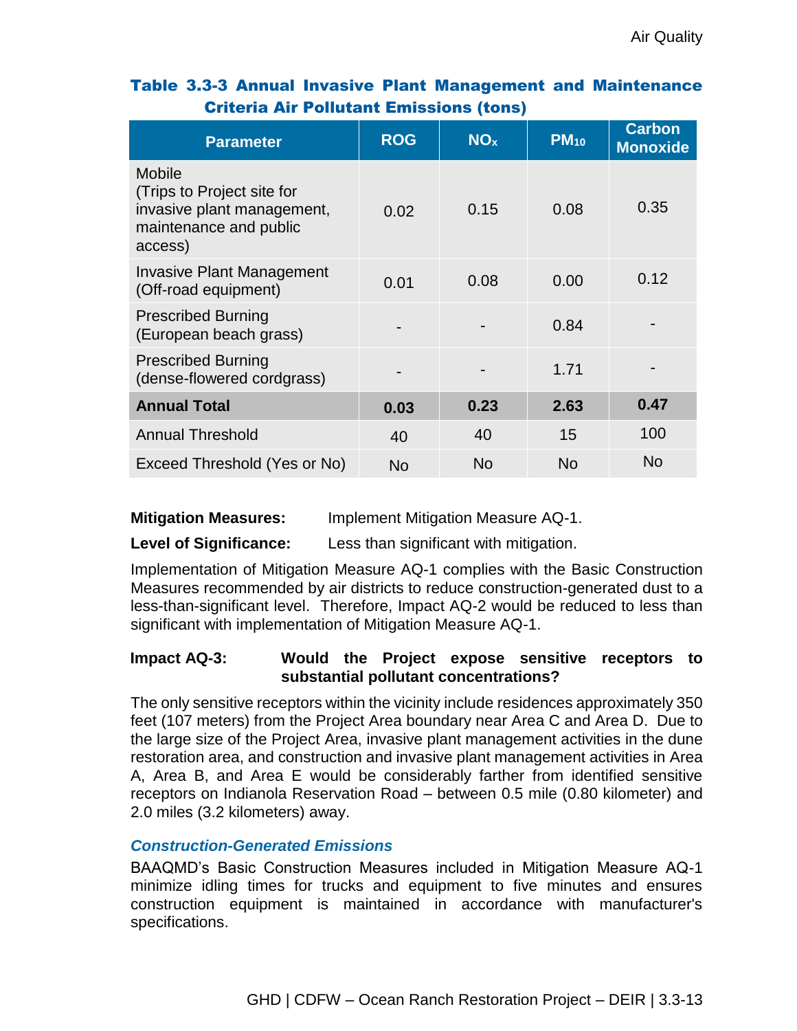**Table 3.3-3 Annual Invasive Plant Management and Maintenance Criteria Air Pollutant Emissions (tons)**

| Parameter | ROG | $NO_x$ | $PM_{10}$ | Carbon Monoxide |
|---|---|---|---|---|
| Mobile (Trips to Project site for invasive plant management, maintenance and public access) | 0.02 | 0.15 | 0.08 | 0.35 |
| Invasive Plant Management (Off-road equipment) | 0.01 | 0.08 | 0.00 | 0.12 |
| Prescribed Burning (European beach grass) | - | - | 0.84 | - |
| Prescribed Burning (dense-flowered cordgrass) | - | - | 1.71 | - |
| **Annual Total** | **0.03** | **0.23** | **2.63** | **0.47** |
| Annual Threshold | 40 | 40 | 15 | 100 |
| Exceed Threshold (Yes or No) | No | No | No | No |

**Mitigation Measures:** Implement Mitigation Measure AQ-1.

**Level of Significance:** Less than significant with mitigation.

Implementation of Mitigation Measure AQ-1 complies with the Basic Construction Measures recommended by air districts to reduce construction-generated dust to a less-than-significant level. Therefore, Impact AQ-2 would be reduced to less than significant with implementation of Mitigation Measure AQ-1.

**Impact AQ-3: Would the Project expose sensitive receptors to substantial pollutant concentrations?**

The only sensitive receptors within the vicinity include residences approximately 350 feet (107 meters) from the Project Area boundary near Area C and Area D. Due to the large size of the Project Area, invasive plant management activities in the dune restoration area, and construction and invasive plant management activities in Area A, Area B, and Area E would be considerably farther from identified sensitive receptors on Indianola Reservation Road – between 0.5 mile (0.80 kilometer) and 2.0 miles (3.2 kilometers) away.

### *Construction-Generated Emissions*

BAAQMD's Basic Construction Measures included in Mitigation Measure AQ-1 minimize idling times for trucks and equipment to five minutes and ensures construction equipment is maintained in accordance with manufacturer's specifications.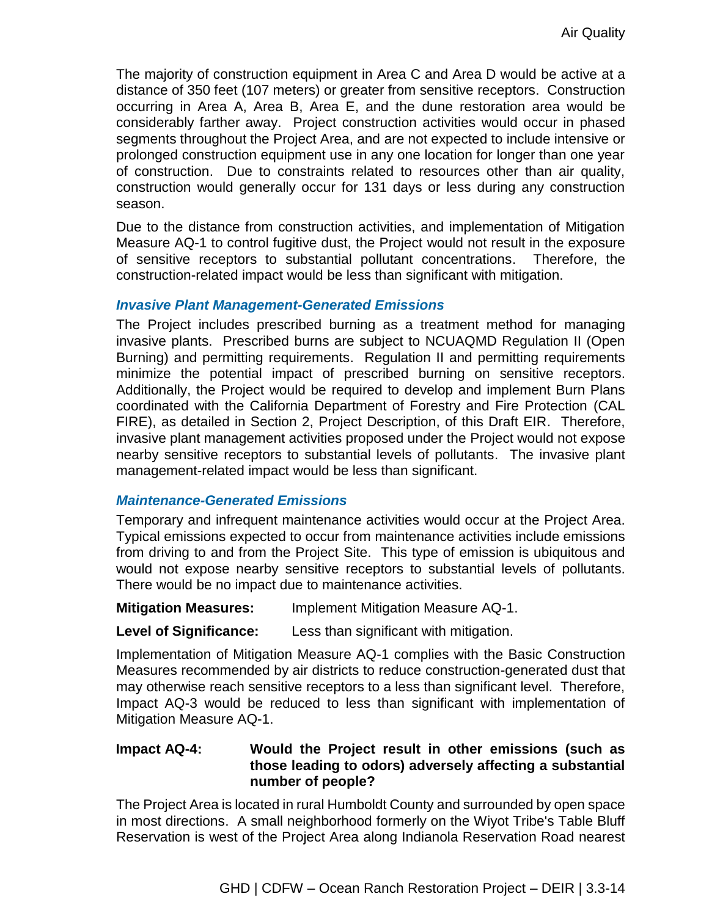The majority of construction equipment in Area C and Area D would be active at a distance of 350 feet (107 meters) or greater from sensitive receptors. Construction occurring in Area A, Area B, Area E, and the dune restoration area would be considerably farther away. Project construction activities would occur in phased segments throughout the Project Area, and are not expected to include intensive or prolonged construction equipment use in any one location for longer than one year of construction. Due to constraints related to resources other than air quality, construction would generally occur for 131 days or less during any construction season.

Due to the distance from construction activities, and implementation of Mitigation Measure AQ-1 to control fugitive dust, the Project would not result in the exposure of sensitive receptors to substantial pollutant concentrations. Therefore, the construction-related impact would be less than significant with mitigation.

#### *Invasive Plant Management-Generated Emissions*

The Project includes prescribed burning as a treatment method for managing invasive plants. Prescribed burns are subject to NCUAQMD Regulation II (Open Burning) and permitting requirements. Regulation II and permitting requirements minimize the potential impact of prescribed burning on sensitive receptors. Additionally, the Project would be required to develop and implement Burn Plans coordinated with the California Department of Forestry and Fire Protection (CAL FIRE), as detailed in Section 2, Project Description, of this Draft EIR. Therefore, invasive plant management activities proposed under the Project would not expose nearby sensitive receptors to substantial levels of pollutants. The invasive plant management-related impact would be less than significant.

#### *Maintenance-Generated Emissions*

Temporary and infrequent maintenance activities would occur at the Project Area. Typical emissions expected to occur from maintenance activities include emissions from driving to and from the Project Site. This type of emission is ubiquitous and would not expose nearby sensitive receptors to substantial levels of pollutants. There would be no impact due to maintenance activities.

**Mitigation Measures:** Implement Mitigation Measure AQ-1.

**Level of Significance:** Less than significant with mitigation.

Implementation of Mitigation Measure AQ-1 complies with the Basic Construction Measures recommended by air districts to reduce construction-generated dust that may otherwise reach sensitive receptors to a less than significant level. Therefore, Impact AQ-3 would be reduced to less than significant with implementation of Mitigation Measure AQ-1.

**Impact AQ-4: Would the Project result in other emissions (such as those leading to odors) adversely affecting a substantial number of people?**

The Project Area is located in rural Humboldt County and surrounded by open space in most directions. A small neighborhood formerly on the Wiyot Tribe's Table Bluff Reservation is west of the Project Area along Indianola Reservation Road nearest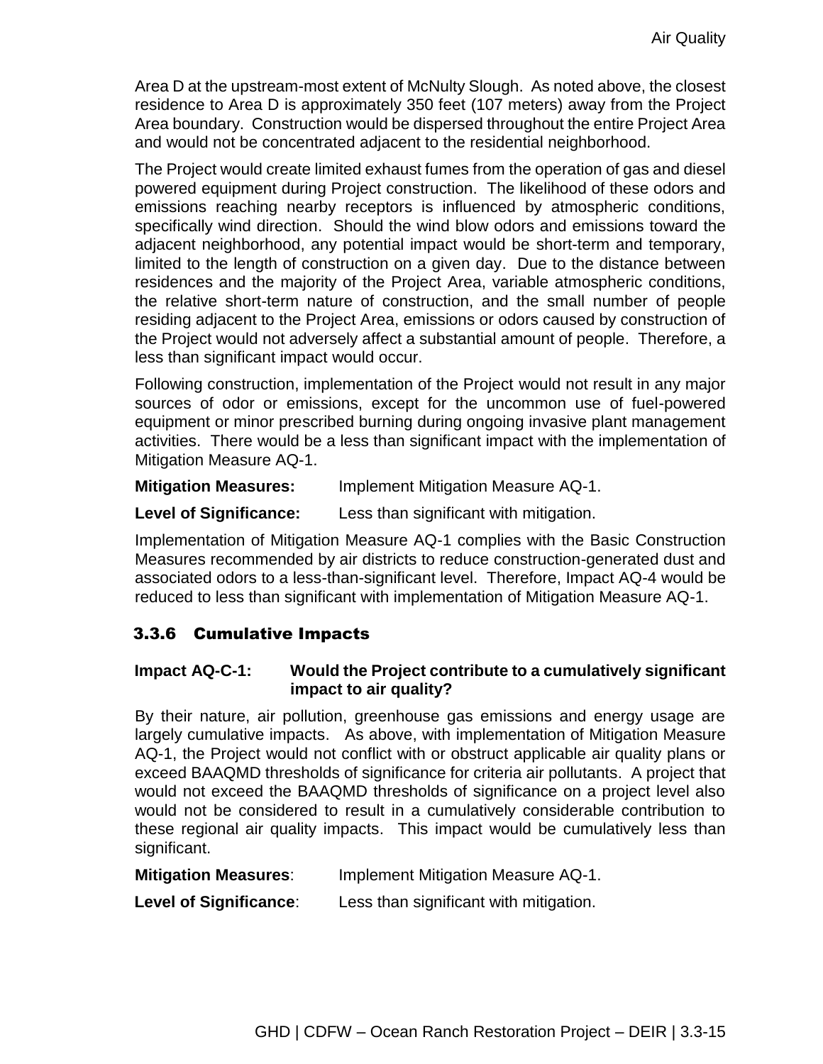Area D at the upstream-most extent of McNulty Slough. As noted above, the closest residence to Area D is approximately 350 feet (107 meters) away from the Project Area boundary. Construction would be dispersed throughout the entire Project Area and would not be concentrated adjacent to the residential neighborhood.

The Project would create limited exhaust fumes from the operation of gas and diesel powered equipment during Project construction. The likelihood of these odors and emissions reaching nearby receptors is influenced by atmospheric conditions, specifically wind direction. Should the wind blow odors and emissions toward the adjacent neighborhood, any potential impact would be short-term and temporary, limited to the length of construction on a given day. Due to the distance between residences and the majority of the Project Area, variable atmospheric conditions, the relative short-term nature of construction, and the small number of people residing adjacent to the Project Area, emissions or odors caused by construction of the Project would not adversely affect a substantial amount of people. Therefore, a less than significant impact would occur.

Following construction, implementation of the Project would not result in any major sources of odor or emissions, except for the uncommon use of fuel-powered equipment or minor prescribed burning during ongoing invasive plant management activities. There would be a less than significant impact with the implementation of Mitigation Measure AQ-1.

**Mitigation Measures:** Implement Mitigation Measure AQ-1.

**Level of Significance:** Less than significant with mitigation.

Implementation of Mitigation Measure AQ-1 complies with the Basic Construction Measures recommended by air districts to reduce construction-generated dust and associated odors to a less-than-significant level. Therefore, Impact AQ-4 would be reduced to less than significant with implementation of Mitigation Measure AQ-1.

### 3.3.6 Cumulative Impacts

**Impact AQ-C-1: Would the Project contribute to a cumulatively significant impact to air quality?**

By their nature, air pollution, greenhouse gas emissions and energy usage are largely cumulative impacts. As above, with implementation of Mitigation Measure AQ-1, the Project would not conflict with or obstruct applicable air quality plans or exceed BAAQMD thresholds of significance for criteria air pollutants. A project that would not exceed the BAAQMD thresholds of significance on a project level also would not be considered to result in a cumulatively considerable contribution to these regional air quality impacts. This impact would be cumulatively less than significant.

**Mitigation Measures**: Implement Mitigation Measure AQ-1.

**Level of Significance**: Less than significant with mitigation.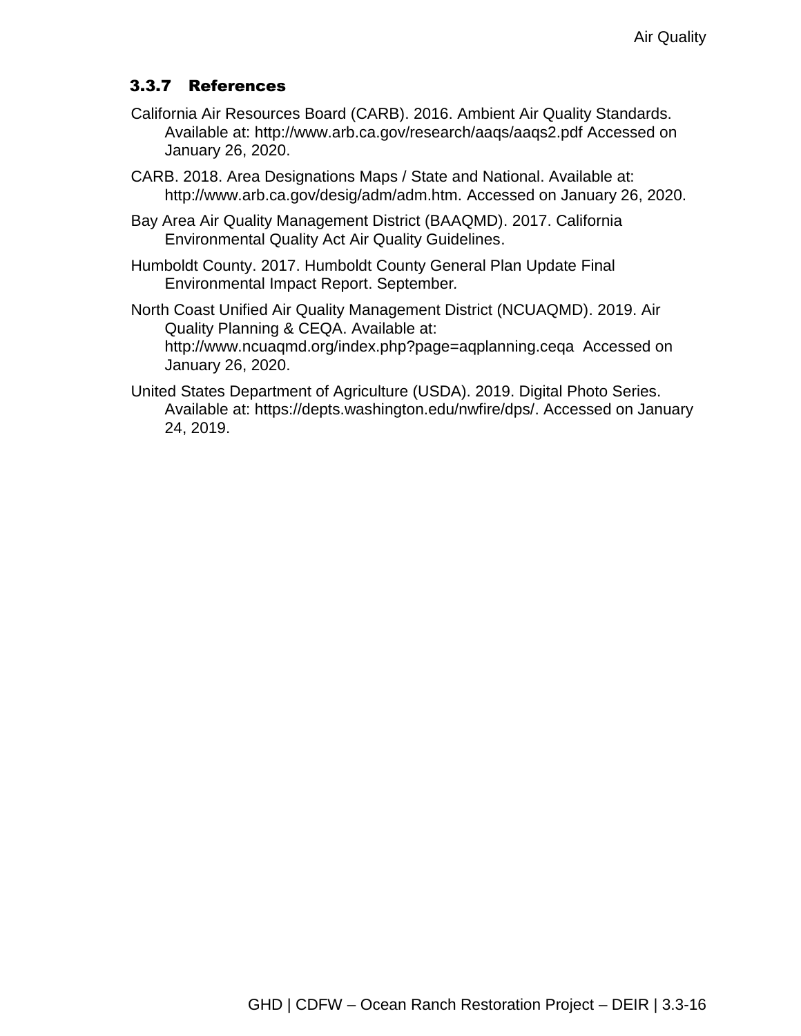### 3.3.7 References

California Air Resources Board (CARB). 2016. Ambient Air Quality Standards. Available at: http://www.arb.ca.gov/research/aaqs/aaqs2.pdf Accessed on January 26, 2020.

CARB. 2018. Area Designations Maps / State and National. Available at: http://www.arb.ca.gov/desig/adm/adm.htm. Accessed on January 26, 2020.

Bay Area Air Quality Management District (BAAQMD). 2017. California Environmental Quality Act Air Quality Guidelines.

Humboldt County. 2017. Humboldt County General Plan Update Final Environmental Impact Report. September.

North Coast Unified Air Quality Management District (NCUAQMD). 2019. Air Quality Planning & CEQA. Available at: http://www.ncuaqmd.org/index.php?page=aqplanning.ceqa Accessed on January 26, 2020.

United States Department of Agriculture (USDA). 2019. Digital Photo Series. Available at: https://depts.washington.edu/nwfire/dps/. Accessed on January 24, 2019.